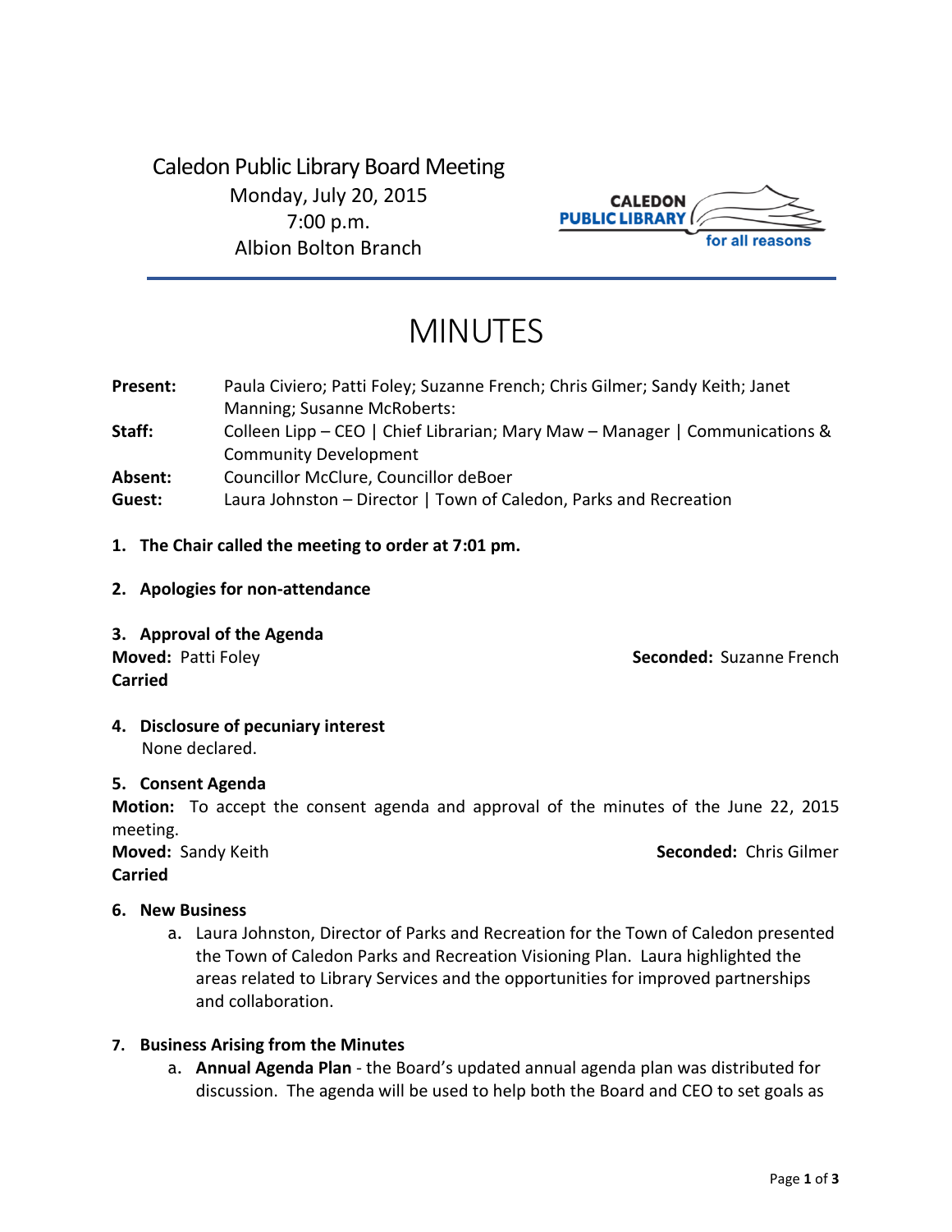Caledon Public Library Board Meeting
Monday, July 20, 2015
7:00 p.m.
Albion Bolton Branch

CALEDON PUBLIC LIBRARY for all reasons

# MINUTES

**Present:** Paula Civiero; Patti Foley; Suzanne French; Chris Gilmer; Sandy Keith; Janet Manning; Susanne McRoberts:

**Staff:** Colleen Lipp – CEO | Chief Librarian; Mary Maw – Manager | Communications & Community Development

**Absent:** Councillor McClure, Councillor deBoer

**Guest:** Laura Johnston – Director | Town of Caledon, Parks and Recreation

1. **The Chair called the meeting to order at 7:01 pm.**

2. **Apologies for non-attendance**

3. **Approval of the Agenda**

**Moved:** Patti Foley **Seconded:** Suzanne French
**Carried**

4. **Disclosure of pecuniary interest**
   None declared.

5. **Consent Agenda**

**Motion:** To accept the consent agenda and approval of the minutes of the June 22, 2015 meeting.

**Moved:** Sandy Keith **Seconded:** Chris Gilmer
**Carried**

6. **New Business**
   a. Laura Johnston, Director of Parks and Recreation for the Town of Caledon presented the Town of Caledon Parks and Recreation Visioning Plan. Laura highlighted the areas related to Library Services and the opportunities for improved partnerships and collaboration.

7. **Business Arising from the Minutes**
   a. **Annual Agenda Plan** - the Board's updated annual agenda plan was distributed for discussion. The agenda will be used to help both the Board and CEO to set goals as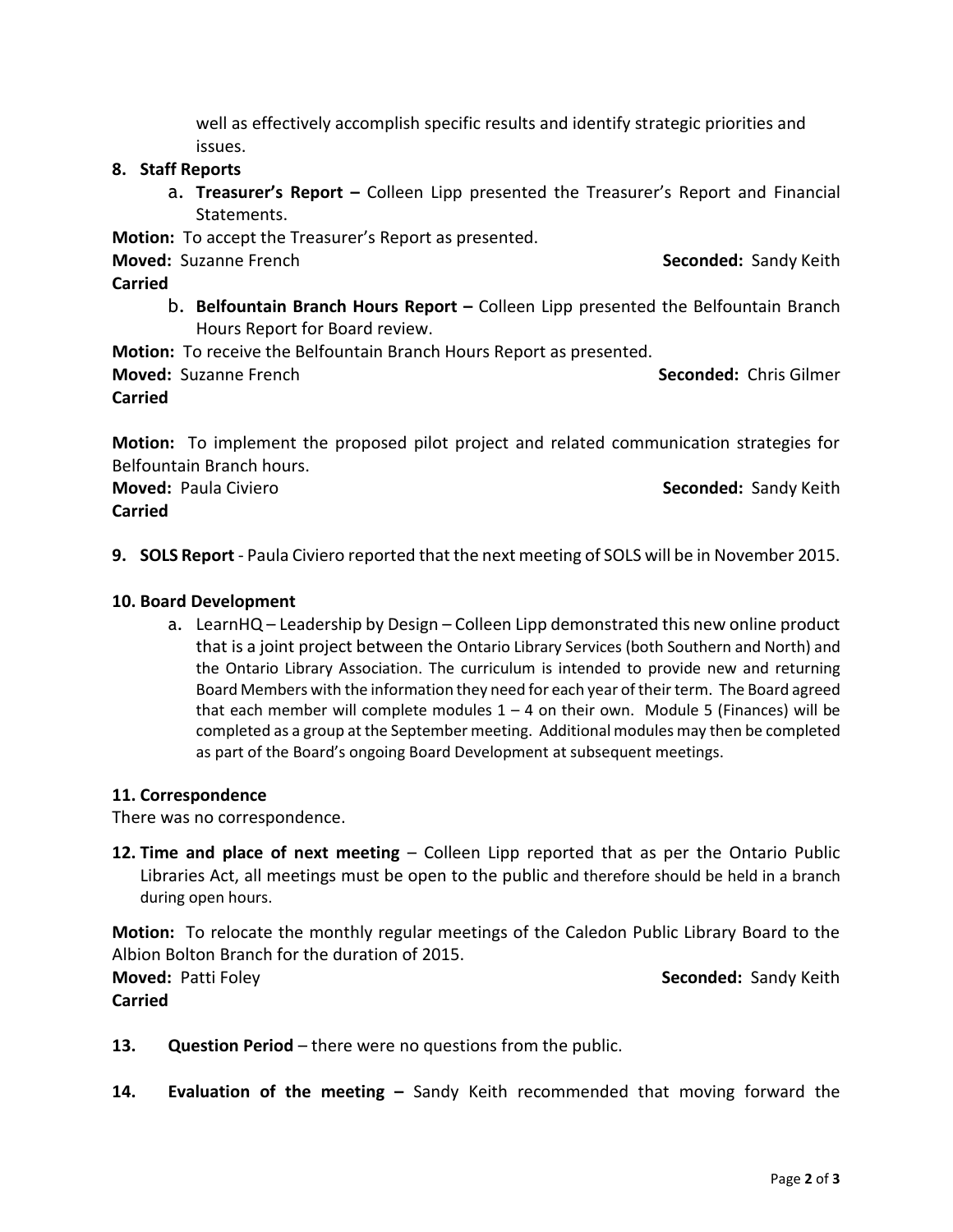well as effectively accomplish specific results and identify strategic priorities and issues.

**8. Staff Reports**

a. **Treasurer's Report –** Colleen Lipp presented the Treasurer's Report and Financial Statements.

**Motion:** To accept the Treasurer's Report as presented.

**Moved:** Suzanne French **Seconded:** Sandy Keith

**Carried**

b. **Belfountain Branch Hours Report –** Colleen Lipp presented the Belfountain Branch Hours Report for Board review.

**Motion:** To receive the Belfountain Branch Hours Report as presented.

**Moved:** Suzanne French **Seconded:** Chris Gilmer

**Carried**

**Motion:** To implement the proposed pilot project and related communication strategies for Belfountain Branch hours.

**Moved:** Paula Civiero **Seconded:** Sandy Keith

**Carried**

**9. SOLS Report** - Paula Civiero reported that the next meeting of SOLS will be in November 2015.

**10. Board Development**

a. LearnHQ – Leadership by Design – Colleen Lipp demonstrated this new online product that is a joint project between the Ontario Library Services (both Southern and North) and the Ontario Library Association. The curriculum is intended to provide new and returning Board Members with the information they need for each year of their term. The Board agreed that each member will complete modules 1 – 4 on their own. Module 5 (Finances) will be completed as a group at the September meeting. Additional modules may then be completed as part of the Board's ongoing Board Development at subsequent meetings.

**11. Correspondence**

There was no correspondence.

**12. Time and place of next meeting** – Colleen Lipp reported that as per the Ontario Public Libraries Act, all meetings must be open to the public and therefore should be held in a branch during open hours.

**Motion:** To relocate the monthly regular meetings of the Caledon Public Library Board to the Albion Bolton Branch for the duration of 2015.

**Moved:** Patti Foley **Seconded:** Sandy Keith

**Carried**

**13. Question Period** – there were no questions from the public.

**14. Evaluation of the meeting –** Sandy Keith recommended that moving forward the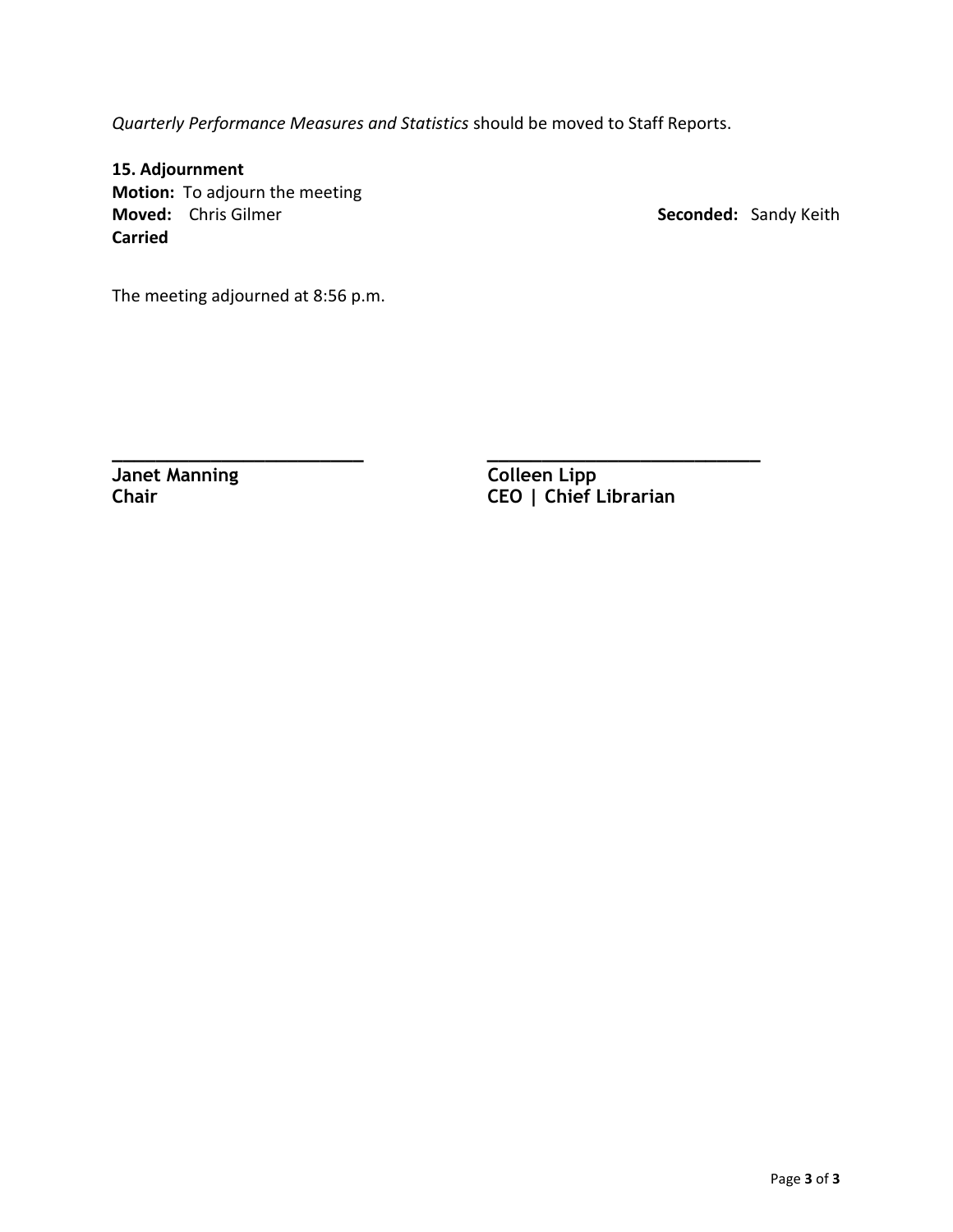*Quarterly Performance Measures and Statistics* should be moved to Staff Reports.

**15. Adjournment**
**Motion:** To adjourn the meeting
**Moved:** Chris Gilmer **Seconded:** Sandy Keith
**Carried**

The meeting adjourned at 8:56 p.m.

\_\_\_\_\_\_\_\_\_\_\_\_\_\_\_\_\_\_\_\_\_\_\_\_\_\_
**Janet Manning**
**Chair**

\_\_\_\_\_\_\_\_\_\_\_\_\_\_\_\_\_\_\_\_\_\_\_\_\_\_
**Colleen Lipp**
**CEO | Chief Librarian**